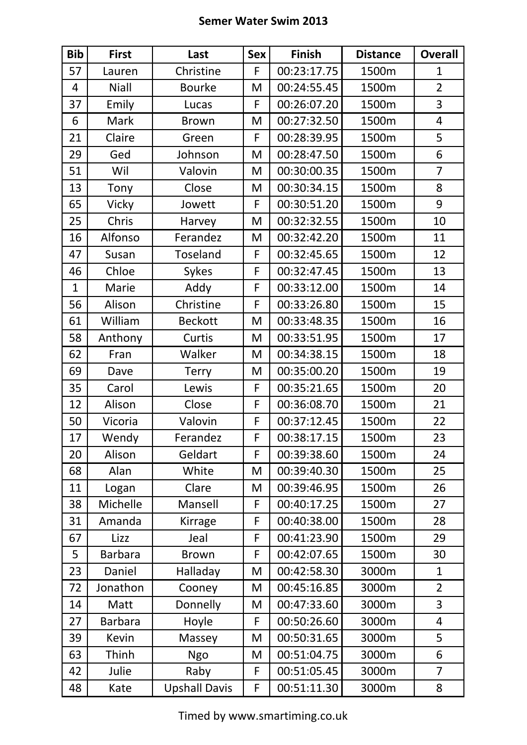# Semer Water Swim 2013

| Bib | First | Last | Sex | Finish | Distance | Overall |
|---|---|---|---|---|---|---|
| 57 | Lauren | Christine | F | 00:23:17.75 | 1500m | 1 |
| 4 | Niall | Bourke | M | 00:24:55.45 | 1500m | 2 |
| 37 | Emily | Lucas | F | 00:26:07.20 | 1500m | 3 |
| 6 | Mark | Brown | M | 00:27:32.50 | 1500m | 4 |
| 21 | Claire | Green | F | 00:28:39.95 | 1500m | 5 |
| 29 | Ged | Johnson | M | 00:28:47.50 | 1500m | 6 |
| 51 | Wil | Valovin | M | 00:30:00.35 | 1500m | 7 |
| 13 | Tony | Close | M | 00:30:34.15 | 1500m | 8 |
| 65 | Vicky | Jowett | F | 00:30:51.20 | 1500m | 9 |
| 25 | Chris | Harvey | M | 00:32:32.55 | 1500m | 10 |
| 16 | Alfonso | Ferandez | M | 00:32:42.20 | 1500m | 11 |
| 47 | Susan | Toseland | F | 00:32:45.65 | 1500m | 12 |
| 46 | Chloe | Sykes | F | 00:32:47.45 | 1500m | 13 |
| 1 | Marie | Addy | F | 00:33:12.00 | 1500m | 14 |
| 56 | Alison | Christine | F | 00:33:26.80 | 1500m | 15 |
| 61 | William | Beckott | M | 00:33:48.35 | 1500m | 16 |
| 58 | Anthony | Curtis | M | 00:33:51.95 | 1500m | 17 |
| 62 | Fran | Walker | M | 00:34:38.15 | 1500m | 18 |
| 69 | Dave | Terry | M | 00:35:00.20 | 1500m | 19 |
| 35 | Carol | Lewis | F | 00:35:21.65 | 1500m | 20 |
| 12 | Alison | Close | F | 00:36:08.70 | 1500m | 21 |
| 50 | Vicoria | Valovin | F | 00:37:12.45 | 1500m | 22 |
| 17 | Wendy | Ferandez | F | 00:38:17.15 | 1500m | 23 |
| 20 | Alison | Geldart | F | 00:39:38.60 | 1500m | 24 |
| 68 | Alan | White | M | 00:39:40.30 | 1500m | 25 |
| 11 | Logan | Clare | M | 00:39:46.95 | 1500m | 26 |
| 38 | Michelle | Mansell | F | 00:40:17.25 | 1500m | 27 |
| 31 | Amanda | Kirrage | F | 00:40:38.00 | 1500m | 28 |
| 67 | Lizz | Jeal | F | 00:41:23.90 | 1500m | 29 |
| 5 | Barbara | Brown | F | 00:42:07.65 | 1500m | 30 |
| 23 | Daniel | Halladay | M | 00:42:58.30 | 3000m | 1 |
| 72 | Jonathon | Cooney | M | 00:45:16.85 | 3000m | 2 |
| 14 | Matt | Donnelly | M | 00:47:33.60 | 3000m | 3 |
| 27 | Barbara | Hoyle | F | 00:50:26.60 | 3000m | 4 |
| 39 | Kevin | Massey | M | 00:50:31.65 | 3000m | 5 |
| 63 | Thinh | Ngo | M | 00:51:04.75 | 3000m | 6 |
| 42 | Julie | Raby | F | 00:51:05.45 | 3000m | 7 |
| 48 | Kate | Upshall Davis | F | 00:51:11.30 | 3000m | 8 |

Timed by www.smartiming.co.uk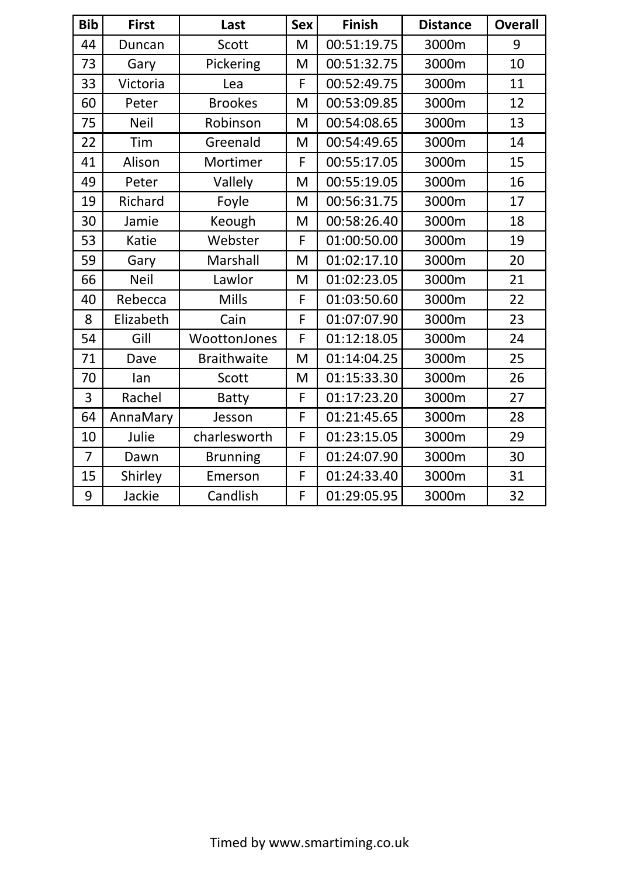| Bib | First | Last | Sex | Finish | Distance | Overall |
| --- | --- | --- | --- | --- | --- | --- |
| 44 | Duncan | Scott | M | 00:51:19.75 | 3000m | 9 |
| 73 | Gary | Pickering | M | 00:51:32.75 | 3000m | 10 |
| 33 | Victoria | Lea | F | 00:52:49.75 | 3000m | 11 |
| 60 | Peter | Brookes | M | 00:53:09.85 | 3000m | 12 |
| 75 | Neil | Robinson | M | 00:54:08.65 | 3000m | 13 |
| 22 | Tim | Greenald | M | 00:54:49.65 | 3000m | 14 |
| 41 | Alison | Mortimer | F | 00:55:17.05 | 3000m | 15 |
| 49 | Peter | Vallely | M | 00:55:19.05 | 3000m | 16 |
| 19 | Richard | Foyle | M | 00:56:31.75 | 3000m | 17 |
| 30 | Jamie | Keough | M | 00:58:26.40 | 3000m | 18 |
| 53 | Katie | Webster | F | 01:00:50.00 | 3000m | 19 |
| 59 | Gary | Marshall | M | 01:02:17.10 | 3000m | 20 |
| 66 | Neil | Lawlor | M | 01:02:23.05 | 3000m | 21 |
| 40 | Rebecca | Mills | F | 01:03:50.60 | 3000m | 22 |
| 8 | Elizabeth | Cain | F | 01:07:07.90 | 3000m | 23 |
| 54 | Gill | WoottonJones | F | 01:12:18.05 | 3000m | 24 |
| 71 | Dave | Braithwaite | M | 01:14:04.25 | 3000m | 25 |
| 70 | Ian | Scott | M | 01:15:33.30 | 3000m | 26 |
| 3 | Rachel | Batty | F | 01:17:23.20 | 3000m | 27 |
| 64 | AnnaMary | Jesson | F | 01:21:45.65 | 3000m | 28 |
| 10 | Julie | charlesworth | F | 01:23:15.05 | 3000m | 29 |
| 7 | Dawn | Brunning | F | 01:24:07.90 | 3000m | 30 |
| 15 | Shirley | Emerson | F | 01:24:33.40 | 3000m | 31 |
| 9 | Jackie | Candlish | F | 01:29:05.95 | 3000m | 32 |

Timed by www.smartiming.co.uk